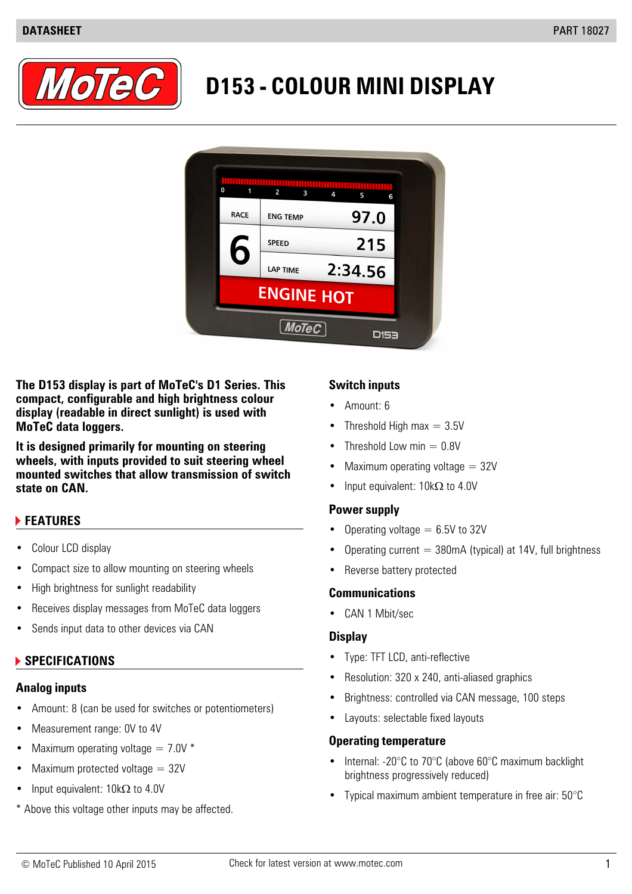# D153 - COLOUR MINI DISPLAY

**The D153 display is part of MoTeC's D1 Series. This compact, configurable and high brightness colour display (readable in direct sunlight) is used with MoTeC data loggers.**

**It is designed primarily for mounting on steering wheels, with inputs provided to suit steering wheel mounted switches that allow transmission of switch state on CAN.**

## FEATURES

- Colour LCD display
- Compact size to allow mounting on steering wheels
- High brightness for sunlight readability
- Receives display messages from MoTeC data loggers
- Sends input data to other devices via CAN

## SPECIFICATIONS

### Analog inputs

- Amount: 8 (can be used for switches or potentiometers)
- Measurement range: 0V to 4V
- Maximum operating voltage = 7.0V *
- Maximum protected voltage = 32V
- Input equivalent: 10kΩ to 4.0V

\* Above this voltage other inputs may be affected.

### Switch inputs

- Amount: 6
- Threshold High max = 3.5V
- Threshold Low min = 0.8V
- Maximum operating voltage = 32V
- Input equivalent: 10kΩ to 4.0V

### Power supply

- Operating voltage = 6.5V to 32V
- Operating current = 380mA (typical) at 14V, full brightness
- Reverse battery protected

### Communications

- CAN 1 Mbit/sec

### Display

- Type: TFT LCD, anti-reflective
- Resolution: 320 x 240, anti-aliased graphics
- Brightness: controlled via CAN message, 100 steps
- Layouts: selectable fixed layouts

### Operating temperature

- Internal: -20°C to 70°C (above 60°C maximum backlight brightness progressively reduced)
- Typical maximum ambient temperature in free air: 50°C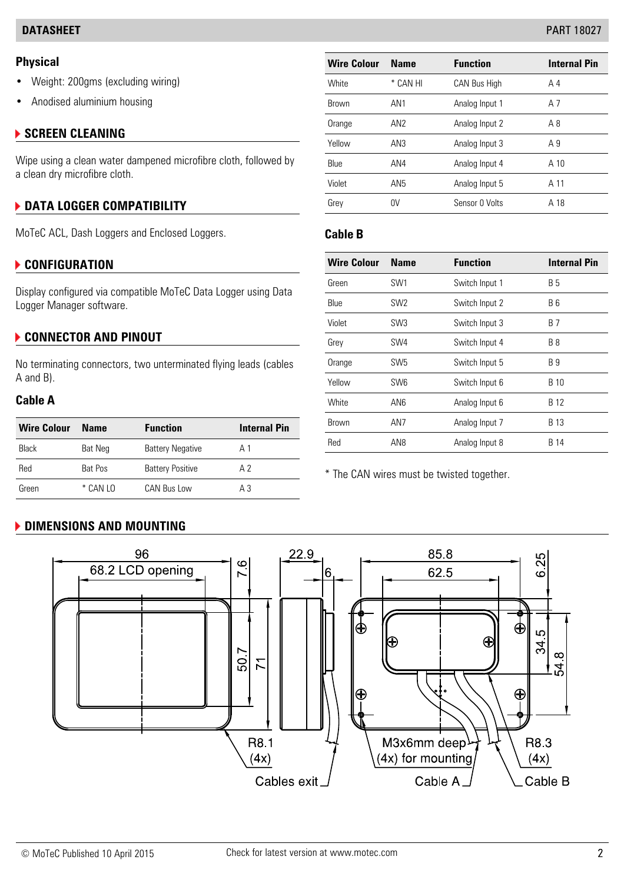## Physical

- Weight: 200gms (excluding wiring)
- Anodised aluminium housing

## SCREEN CLEANING

Wipe using a clean water dampened microfibre cloth, followed by a clean dry microfibre cloth.

## DATA LOGGER COMPATIBILITY

MoTeC ACL, Dash Loggers and Enclosed Loggers.

## CONFIGURATION

Display configured via compatible MoTeC Data Logger using Data Logger Manager software.

## CONNECTOR AND PINOUT

No terminating connectors, two unterminated flying leads (cables A and B).

### Cable A

| Wire Colour | Name | Function | Internal Pin |
|---|---|---|---|
| Black | Bat Neg | Battery Negative | A 1 |
| Red | Bat Pos | Battery Positive | A 2 |
| Green | * CAN LO | CAN Bus Low | A 3 |
| White | * CAN HI | CAN Bus High | A 4 |
| Brown | AN1 | Analog Input 1 | A 7 |
| Orange | AN2 | Analog Input 2 | A 8 |
| Yellow | AN3 | Analog Input 3 | A 9 |
| Blue | AN4 | Analog Input 4 | A 10 |
| Violet | AN5 | Analog Input 5 | A 11 |
| Grey | 0V | Sensor 0 Volts | A 18 |

### Cable B

| Wire Colour | Name | Function | Internal Pin |
|---|---|---|---|
| Green | SW1 | Switch Input 1 | B 5 |
| Blue | SW2 | Switch Input 2 | B 6 |
| Violet | SW3 | Switch Input 3 | B 7 |
| Grey | SW4 | Switch Input 4 | B 8 |
| Orange | SW5 | Switch Input 5 | B 9 |
| Yellow | SW6 | Switch Input 6 | B 10 |
| White | AN6 | Analog Input 6 | B 12 |
| Brown | AN7 | Analog Input 7 | B 13 |
| Red | AN8 | Analog Input 8 | B 14 |

* The CAN wires must be twisted together.

## DIMENSIONS AND MOUNTING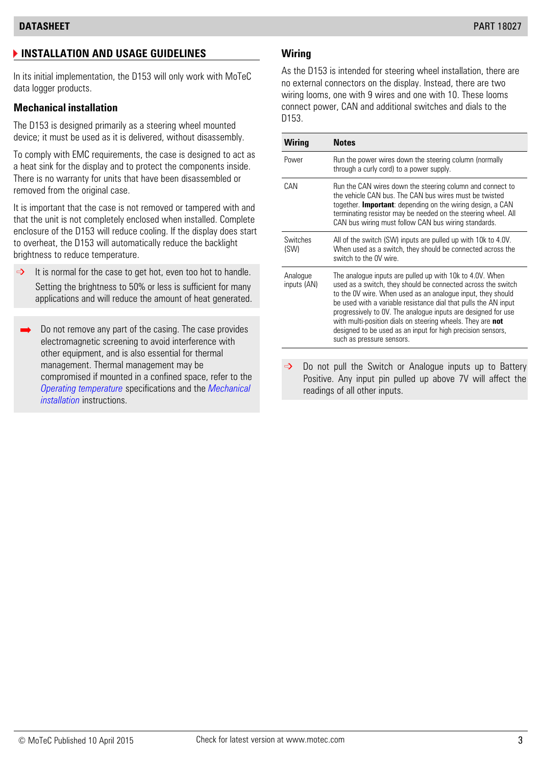## INSTALLATION AND USAGE GUIDELINES

In its initial implementation, the D153 will only work with MoTeC data logger products.

### Mechanical installation

The D153 is designed primarily as a steering wheel mounted device; it must be used as it is delivered, without disassembly.

To comply with EMC requirements, the case is designed to act as a heat sink for the display and to protect the components inside. There is no warranty for units that have been disassembled or removed from the original case.

It is important that the case is not removed or tampered with and that the unit is not completely enclosed when installed. Complete enclosure of the D153 will reduce cooling. If the display does start to overheat, the D153 will automatically reduce the backlight brightness to reduce temperature.

> ⇨ It is normal for the case to get hot, even too hot to handle. Setting the brightness to 50% or less is sufficient for many applications and will reduce the amount of heat generated.

> ➡ Do not remove any part of the casing. The case provides electromagnetic screening to avoid interference with other equipment, and is also essential for thermal management. Thermal management may be compromised if mounted in a confined space, refer to the *Operating temperature* specifications and the *Mechanical installation* instructions.

### Wiring

As the D153 is intended for steering wheel installation, there are no external connectors on the display. Instead, there are two wiring looms, one with 9 wires and one with 10. These looms connect power, CAN and additional switches and dials to the D153.

| Wiring | Notes |
|---|---|
| Power | Run the power wires down the steering column (normally through a curly cord) to a power supply. |
| CAN | Run the CAN wires down the steering column and connect to the vehicle CAN bus. The CAN bus wires must be twisted together. **Important**: depending on the wiring design, a CAN terminating resistor may be needed on the steering wheel. All CAN bus wiring must follow CAN bus wiring standards. |
| Switches (SW) | All of the switch (SW) inputs are pulled up with 10k to 4.0V. When used as a switch, they should be connected across the switch to the 0V wire. |
| Analogue inputs (AN) | The analogue inputs are pulled up with 10k to 4.0V. When used as a switch, they should be connected across the switch to the 0V wire. When used as an analogue input, they should be used with a variable resistance dial that pulls the AN input progressively to 0V. The analogue inputs are designed for use with multi-position dials on steering wheels. They are **not** designed to be used as an input for high precision sensors, such as pressure sensors. |

> ⇨ Do not pull the Switch or Analogue inputs up to Battery Positive. Any input pin pulled up above 7V will affect the readings of all other inputs.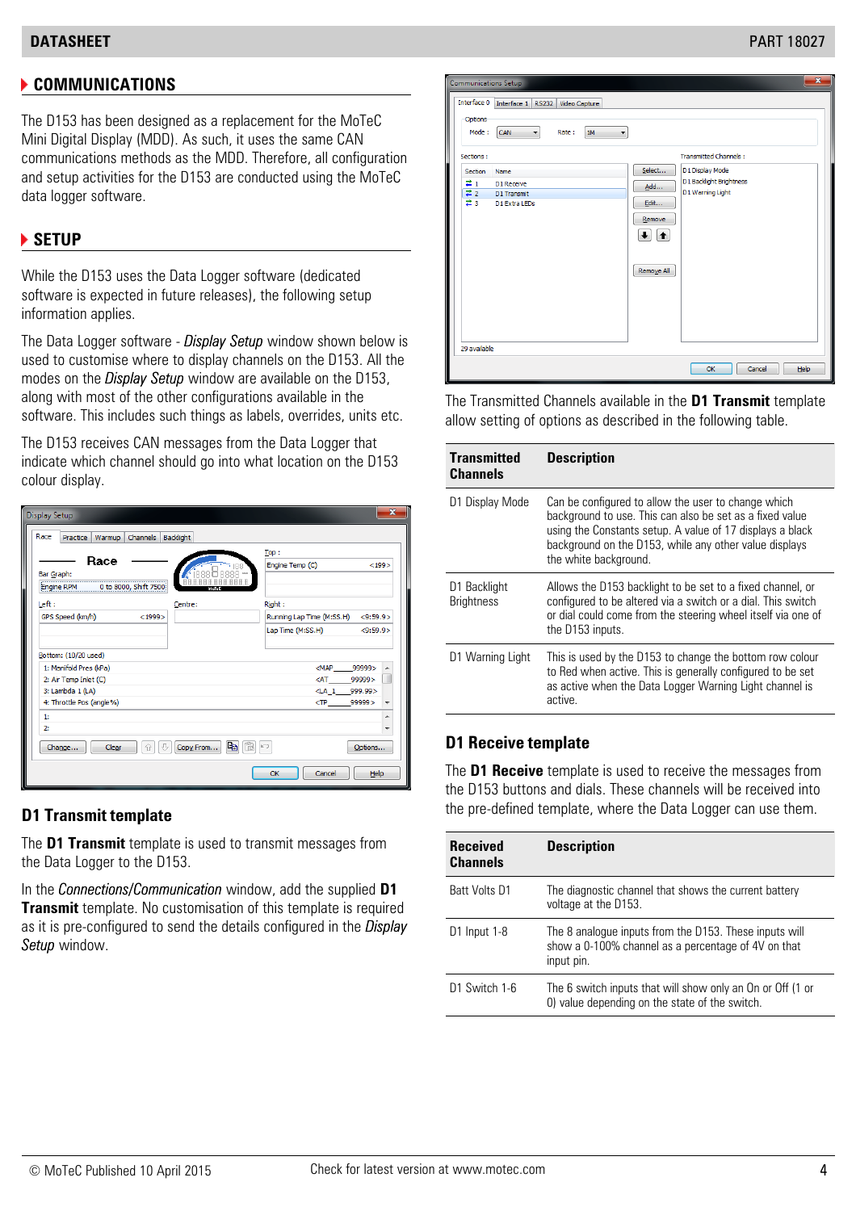## COMMUNICATIONS

The D153 has been designed as a replacement for the MoTeC Mini Digital Display (MDD). As such, it uses the same CAN communications methods as the MDD. Therefore, all configuration and setup activities for the D153 are conducted using the MoTeC data logger software.

## SETUP

While the D153 uses the Data Logger software (dedicated software is expected in future releases), the following setup information applies.

The Data Logger software - *Display Setup* window shown below is used to customise where to display channels on the D153. All the modes on the *Display Setup* window are available on the D153, along with most of the other configurations available in the software. This includes such things as labels, overrides, units etc.

The D153 receives CAN messages from the Data Logger that indicate which channel should go into what location on the D153 colour display.

### D1 Transmit template

The **D1 Transmit** template is used to transmit messages from the Data Logger to the D153.

In the *Connections/Communication* window, add the supplied **D1 Transmit** template. No customisation of this template is required as it is pre-configured to send the details configured in the *Display Setup* window.

The Transmitted Channels available in the **D1 Transmit** template allow setting of options as described in the following table.

| Transmitted Channels | Description |
|---|---|
| D1 Display Mode | Can be configured to allow the user to change which background to use. This can also be set as a fixed value using the Constants setup. A value of 17 displays a black background on the D153, while any other value displays the white background. |
| D1 Backlight Brightness | Allows the D153 backlight to be set to a fixed channel, or configured to be altered via a switch or a dial. This switch or dial could come from the steering wheel itself via one of the D153 inputs. |
| D1 Warning Light | This is used by the D153 to change the bottom row colour to Red when active. This is generally configured to be set as active when the Data Logger Warning Light channel is active. |

### D1 Receive template

The **D1 Receive** template is used to receive the messages from the D153 buttons and dials. These channels will be received into the pre-defined template, where the Data Logger can use them.

| Received Channels | Description |
|---|---|
| Batt Volts D1 | The diagnostic channel that shows the current battery voltage at the D153. |
| D1 Input 1-8 | The 8 analogue inputs from the D153. These inputs will show a 0-100% channel as a percentage of 4V on that input pin. |
| D1 Switch 1-6 | The 6 switch inputs that will show only an On or Off (1 or 0) value depending on the state of the switch. |